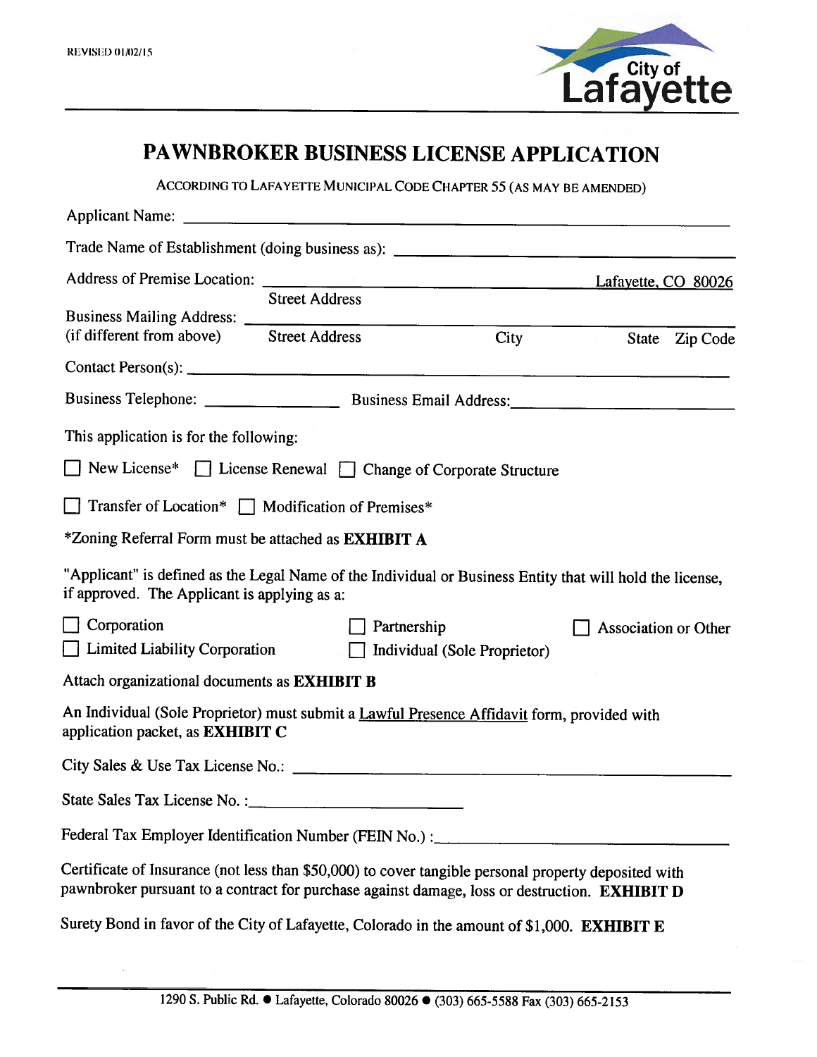REVISED 01/02/15

City of Lafayette

# PAWNBROKER BUSINESS LICENSE APPLICATION

ACCORDING TO LAFAYETTE MUNICIPAL CODE CHAPTER 55 (AS MAY BE AMENDED)

Applicant Name: ______________________________________________

Trade Name of Establishment (doing business as): ______________________________

Address of Premise Location: ______________________________ Lafayette, CO 80026
Street Address

Business Mailing Address: ______________________________________________
(if different from above) Street Address City State Zip Code

Contact Person(s): ______________________________________________

Business Telephone: ________________ Business Email Address: ________________________

This application is for the following:

☐ New License* ☐ License Renewal ☐ Change of Corporate Structure

☐ Transfer of Location* ☐ Modification of Premises*

*Zoning Referral Form must be attached as **EXHIBIT A**

"Applicant" is defined as the Legal Name of the Individual or Business Entity that will hold the license, if approved. The Applicant is applying as a:

☐ Corporation ☐ Partnership ☐ Association or Other

☐ Limited Liability Corporation ☐ Individual (Sole Proprietor)

Attach organizational documents as **EXHIBIT B**

An Individual (Sole Proprietor) must submit a Lawful Presence Affidavit form, provided with application packet, as **EXHIBIT C**

City Sales & Use Tax License No.: ______________________________________________

State Sales Tax License No. :________________________

Federal Tax Employer Identification Number (FEIN No.) :______________________________

Certificate of Insurance (not less than $50,000) to cover tangible personal property deposited with pawnbroker pursuant to a contract for purchase against damage, loss or destruction. **EXHIBIT D**

Surety Bond in favor of the City of Lafayette, Colorado in the amount of $1,000. **EXHIBIT E**

1290 S. Public Rd. ● Lafayette, Colorado 80026 ● (303) 665-5588 Fax (303) 665-2153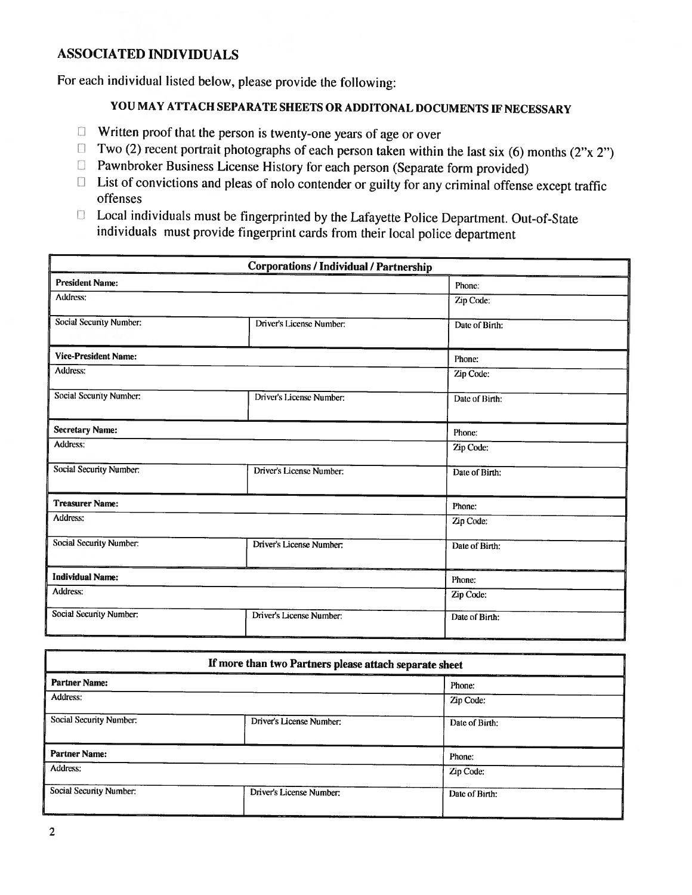## ASSOCIATED INDIVIDUALS

For each individual listed below, please provide the following:

**YOU MAY ATTACH SEPARATE SHEETS OR ADDITONAL DOCUMENTS IF NECESSARY**

- ☐ Written proof that the person is twenty-one years of age or over
- ☐ Two (2) recent portrait photographs of each person taken within the last six (6) months (2"x 2")
- ☐ Pawnbroker Business License History for each person (Separate form provided)
- ☐ List of convictions and pleas of nolo contender or guilty for any criminal offense except traffic offenses
- ☐ Local individuals must be fingerprinted by the Lafayette Police Department. Out-of-State individuals must provide fingerprint cards from their local police department

| Corporations / Individual / Partnership | | |
|---|---|---|
| **President Name:** | | Phone: |
| Address: | | Zip Code: |
| Social Security Number: | Driver's License Number: | Date of Birth: |
| **Vice-President Name:** | | Phone: |
| Address: | | Zip Code: |
| Social Security Number: | Driver's License Number: | Date of Birth: |
| **Secretary Name:** | | Phone: |
| Address: | | Zip Code: |
| Social Security Number: | Driver's License Number: | Date of Birth: |
| **Treasurer Name:** | | Phone: |
| Address: | | Zip Code: |
| Social Security Number: | Driver's License Number: | Date of Birth: |
| **Individual Name:** | | Phone: |
| Address: | | Zip Code: |
| Social Security Number: | Driver's License Number: | Date of Birth: |

| If more than two Partners please attach separate sheet | | |
|---|---|---|
| **Partner Name:** | | Phone: |
| Address: | | Zip Code: |
| Social Security Number: | Driver's License Number: | Date of Birth: |
| **Partner Name:** | | Phone: |
| Address: | | Zip Code: |
| Social Security Number: | Driver's License Number: | Date of Birth: |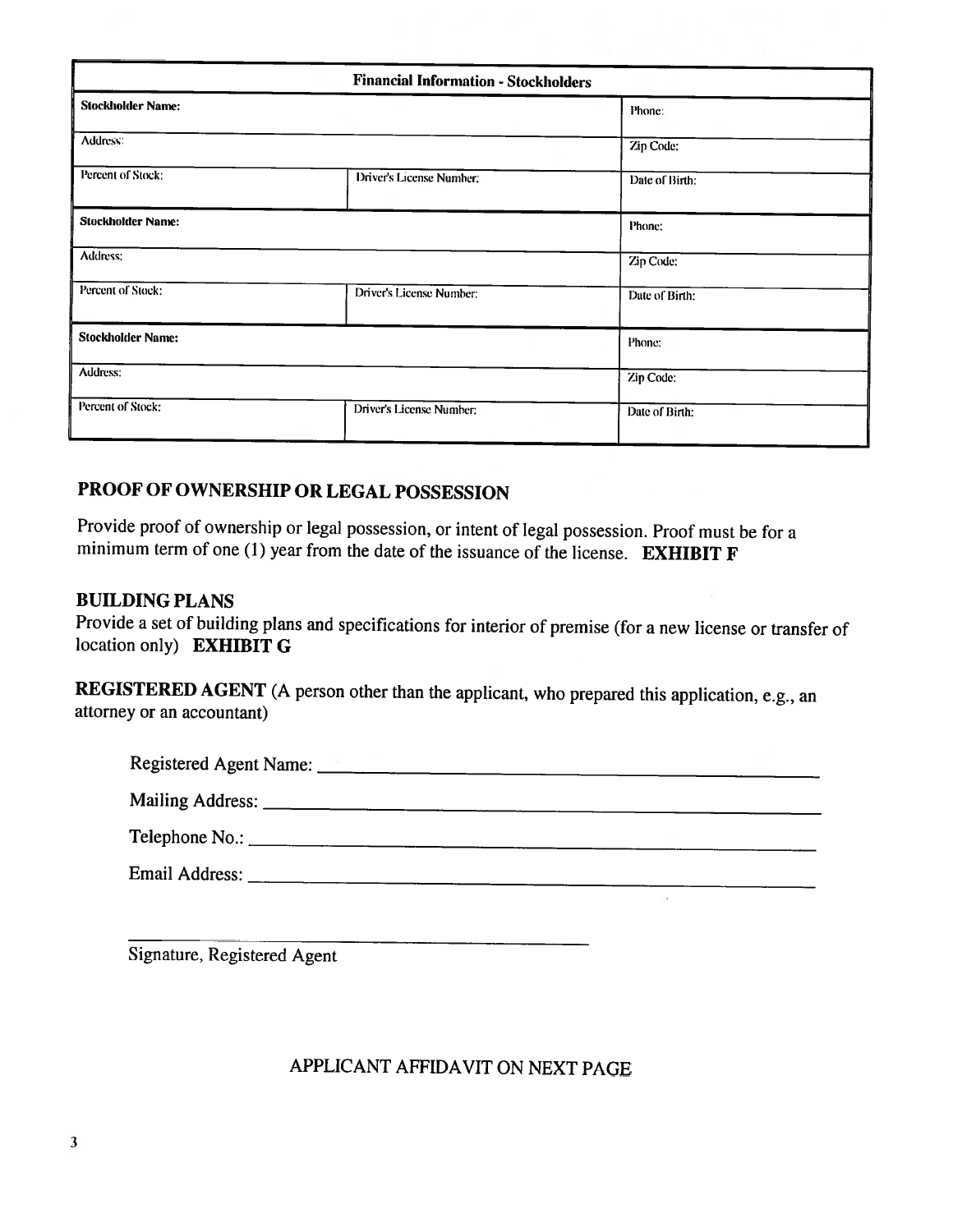| Financial Information - Stockholders | | |
|---|---|---|
| **Stockholder Name:** | | Phone: |
| Address: | | Zip Code: |
| Percent of Stock: | Driver's License Number: | Date of Birth: |
| **Stockholder Name:** | | Phone: |
| Address: | | Zip Code: |
| Percent of Stock: | Driver's License Number: | Date of Birth: |
| **Stockholder Name:** | | Phone: |
| Address: | | Zip Code: |
| Percent of Stock: | Driver's License Number: | Date of Birth: |

## PROOF OF OWNERSHIP OR LEGAL POSSESSION

Provide proof of ownership or legal possession, or intent of legal possession. Proof must be for a minimum term of one (1) year from the date of the issuance of the license. **EXHIBIT F**

## BUILDING PLANS

Provide a set of building plans and specifications for interior of premise (for a new license or transfer of location only) **EXHIBIT G**

**REGISTERED AGENT** (A person other than the applicant, who prepared this application, e.g., an attorney or an accountant)

Registered Agent Name: ______________________________________________

Mailing Address: ______________________________________________

Telephone No.: ______________________________________________

Email Address: ______________________________________________

______________________________________________
Signature, Registered Agent

APPLICANT AFFIDAVIT ON NEXT PAGE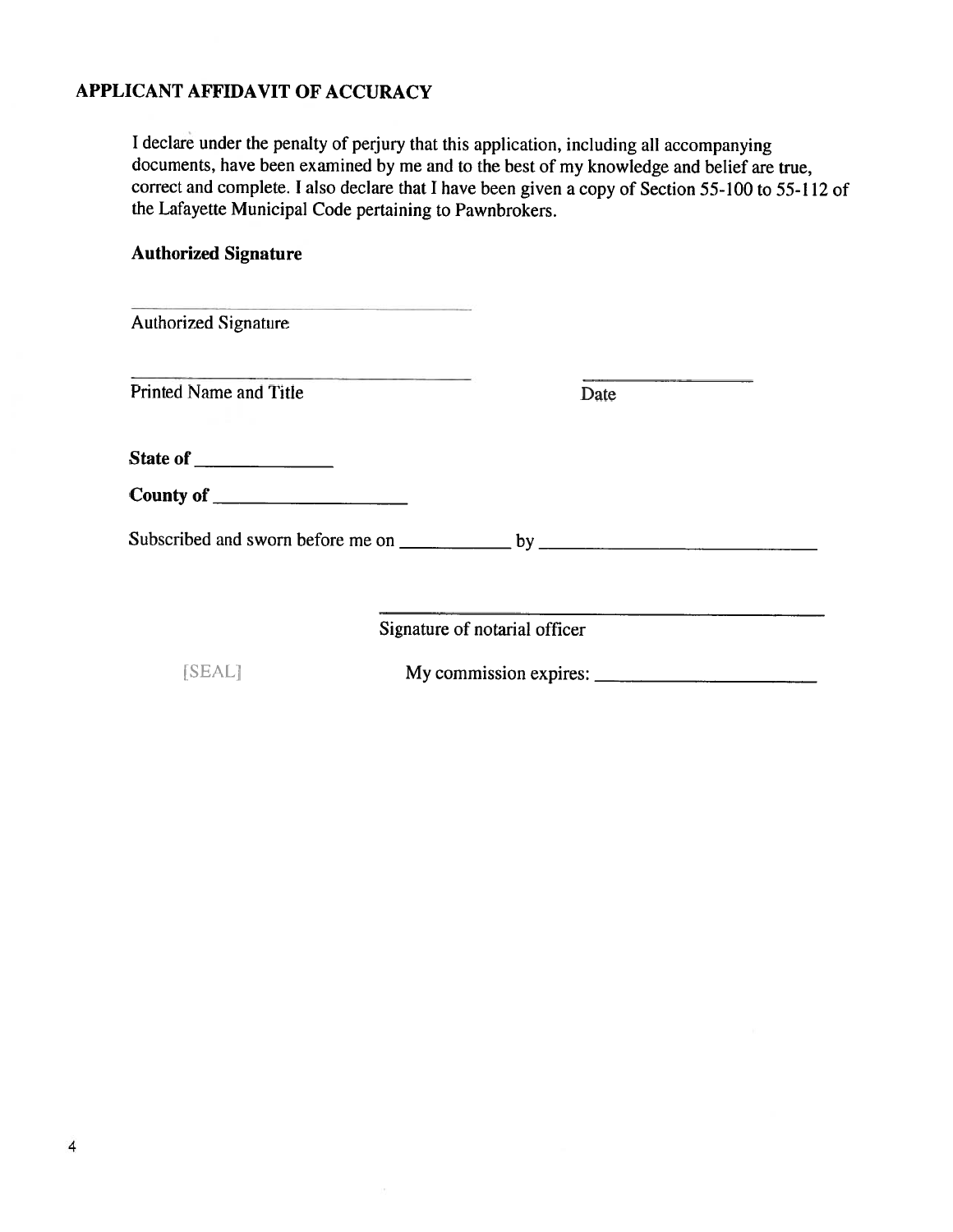## APPLICANT AFFIDAVIT OF ACCURACY

I declare under the penalty of perjury that this application, including all accompanying documents, have been examined by me and to the best of my knowledge and belief are true, correct and complete. I also declare that I have been given a copy of Section 55-100 to 55-112 of the Lafayette Municipal Code pertaining to Pawnbrokers.

**Authorized Signature**

\_\_\_\_\_\_\_\_\_\_\_\_\_\_\_\_\_\_\_\_\_\_\_\_\_\_\_\_\_\_\_\_\_\_\_\_
Authorized Signature

\_\_\_\_\_\_\_\_\_\_\_\_\_\_\_\_\_\_\_\_\_\_\_\_\_\_\_\_\_\_\_\_\_\_\_\_ \_\_\_\_\_\_\_\_\_\_\_\_\_\_\_\_
Printed Name and Title Date

**State of** \_\_\_\_\_\_\_\_\_\_\_\_\_\_

**County of** \_\_\_\_\_\_\_\_\_\_\_\_\_\_\_\_\_\_\_\_

Subscribed and sworn before me on \_\_\_\_\_\_\_\_\_\_\_\_ by \_\_\_\_\_\_\_\_\_\_\_\_\_\_\_\_\_\_\_\_\_\_\_\_\_\_\_\_\_\_

\_\_\_\_\_\_\_\_\_\_\_\_\_\_\_\_\_\_\_\_\_\_\_\_\_\_\_\_\_\_\_\_\_\_\_\_\_\_\_\_\_\_\_\_
Signature of notarial officer

[SEAL] My commission expires: \_\_\_\_\_\_\_\_\_\_\_\_\_\_\_\_\_\_\_\_\_\_\_\_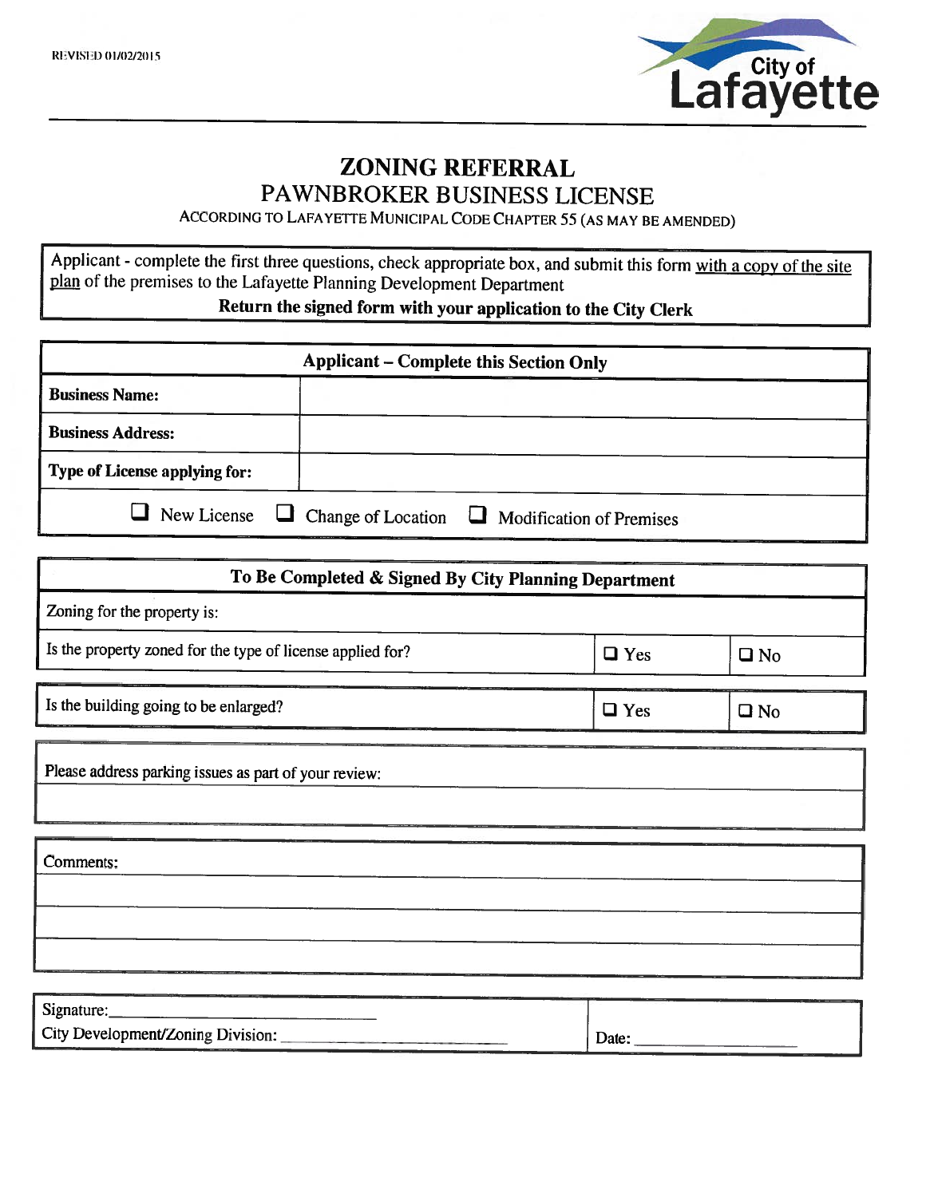REVISED 01/02/2015

City of Lafayette

# ZONING REFERRAL

## PAWNBROKER BUSINESS LICENSE

ACCORDING TO LAFAYETTE MUNICIPAL CODE CHAPTER 55 (AS MAY BE AMENDED)

Applicant - complete the first three questions, check appropriate box, and submit this form with a copy of the site plan of the premises to the Lafayette Planning Development Department

**Return the signed form with your application to the City Clerk**

| **Applicant – Complete this Section Only** | |
|---|---|
| **Business Name:** | |
| **Business Address:** | |
| **Type of License applying for:** | |
| ❑ New License ❑ Change of Location ❑ Modification of Premises | |

| **To Be Completed & Signed By City Planning Department** | | |
|---|---|---|
| Zoning for the property is: | | |
| Is the property zoned for the type of license applied for? | ❑ Yes | ❑ No |

| | | |
|---|---|---|
| Is the building going to be enlarged? | ❑ Yes | ❑ No |

Please address parking issues as part of your review:

Comments:

Signature:\_\_\_\_\_\_\_\_\_\_\_\_\_\_\_\_\_\_\_\_\_\_\_\_\_\_\_\_

City Development/Zoning Division: \_\_\_\_\_\_\_\_\_\_\_\_\_\_\_\_\_\_\_\_\_\_\_\_\_\_\_\_

Date: \_\_\_\_\_\_\_\_\_\_\_\_\_\_\_\_\_\_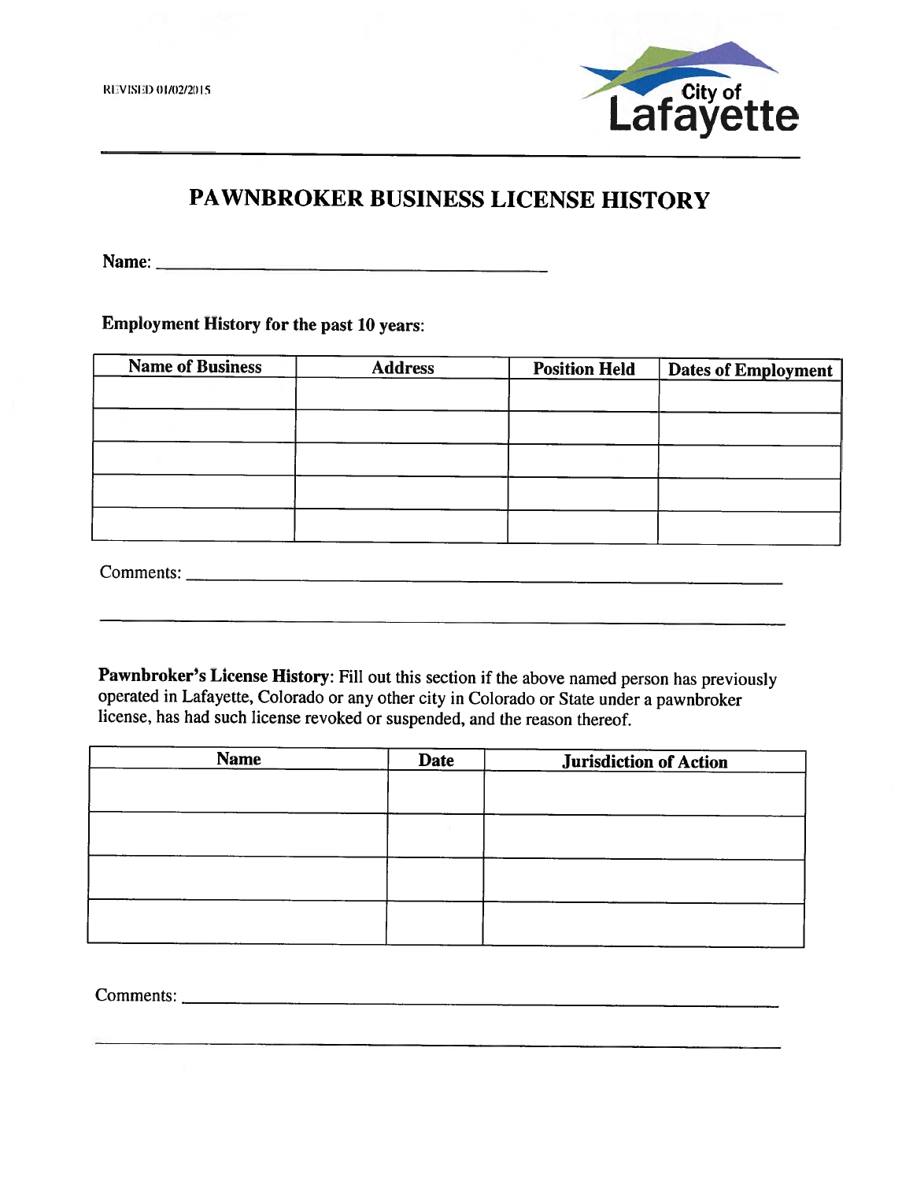REVISED 01/02/2015

City of Lafayette

# PAWNBROKER BUSINESS LICENSE HISTORY

Name: ____________________________________________

**Employment History for the past 10 years:**

| Name of Business | Address | Position Held | Dates of Employment |
|---|---|---|---|
| | | | |
| | | | |
| | | | |
| | | | |
| | | | |

Comments: ____________________________________________________________________

______________________________________________________________________________

**Pawnbroker's License History**: Fill out this section if the above named person has previously operated in Lafayette, Colorado or any other city in Colorado or State under a pawnbroker license, has had such license revoked or suspended, and the reason thereof.

| Name | Date | Jurisdiction of Action |
|---|---|---|
| | | |
| | | |
| | | |
| | | |

Comments: ____________________________________________________________________

______________________________________________________________________________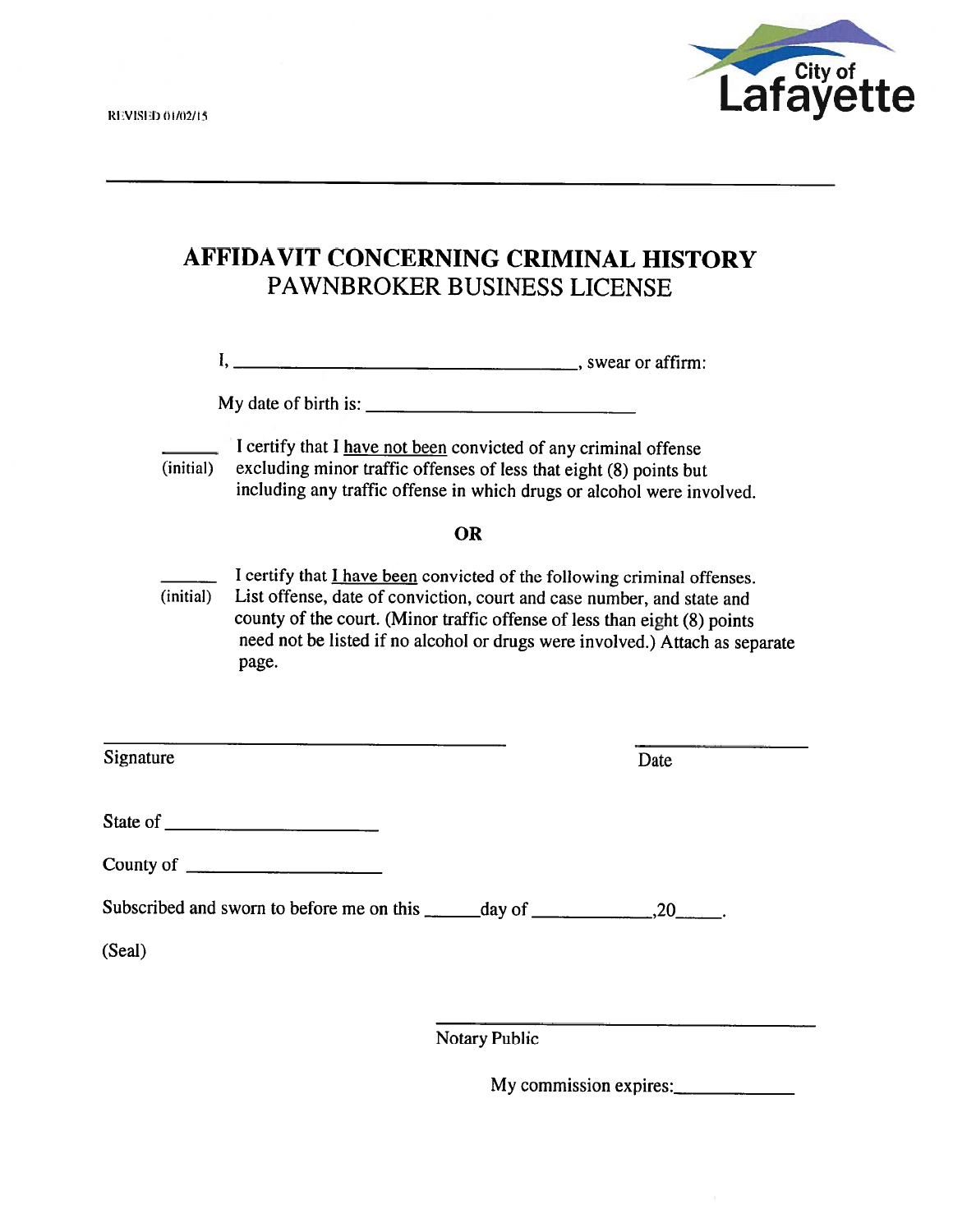REVISED 01/02/15

City of Lafayette

---

# AFFIDAVIT CONCERNING CRIMINAL HISTORY
## PAWNBROKER BUSINESS LICENSE

I, ______________________________________, swear or affirm:

My date of birth is: ____________________________

______ (initial) I certify that I have not been convicted of any criminal offense excluding minor traffic offenses of less that eight (8) points but including any traffic offense in which drugs or alcohol were involved.

**OR**

______ (initial) I certify that I have been convicted of the following criminal offenses. List offense, date of conviction, court and case number, and state and county of the court. (Minor traffic offense of less than eight (8) points need not be listed if no alcohol or drugs were involved.) Attach as separate page.

_____________________________________________ Signature

__________________ Date

State of ______________________

County of ____________________

Subscribed and sworn to before me on this ______day of ____________,20_____.

(Seal)

_____________________________________________ Notary Public

My commission expires:____________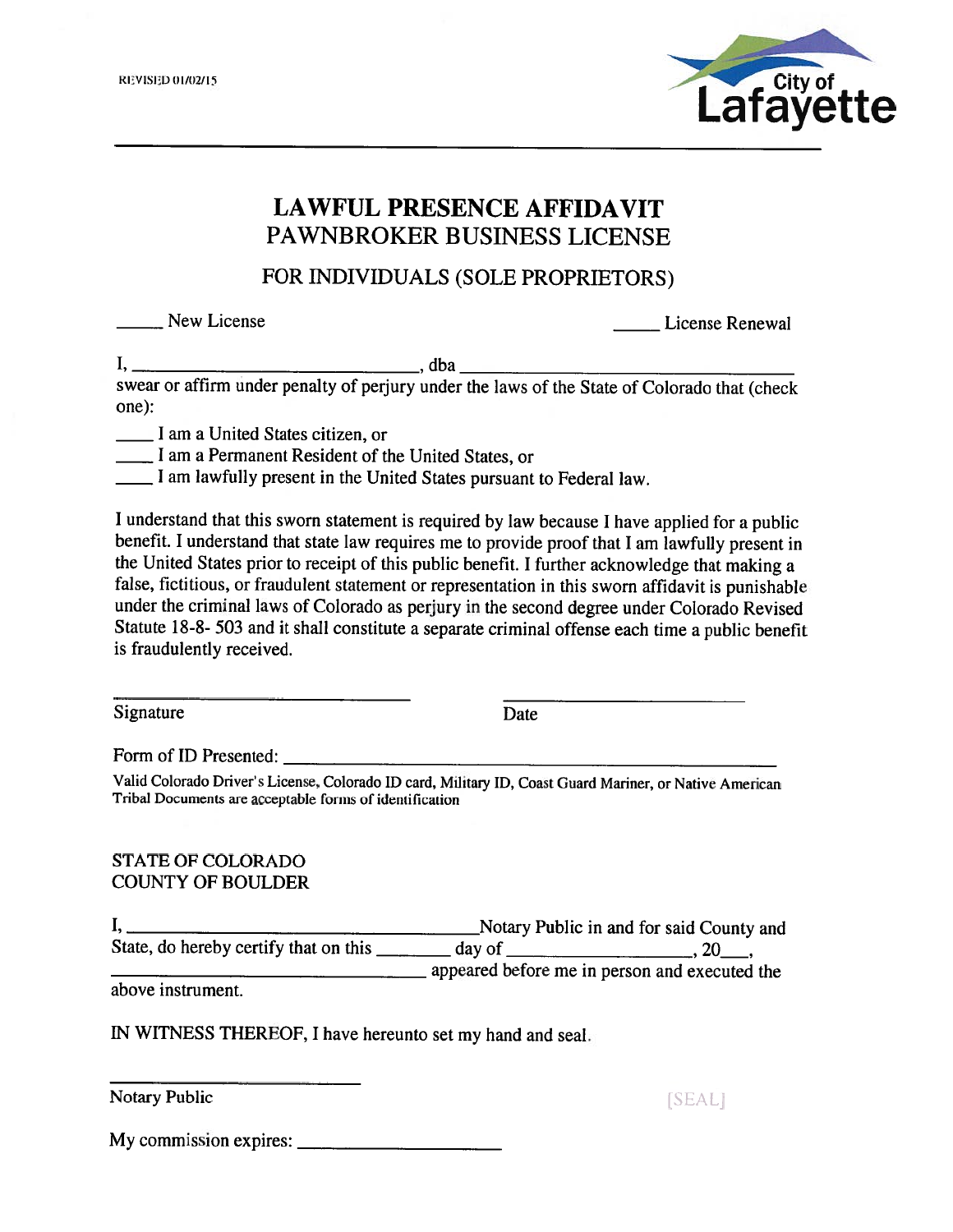REVISED 01/02/15

City of Lafayette

# LAWFUL PRESENCE AFFIDAVIT
## PAWNBROKER BUSINESS LICENSE

### FOR INDIVIDUALS (SOLE PROPRIETORS)

_____ New License _____ License Renewal

I, ______________________________, dba ____________________________________

swear or affirm under penalty of perjury under the laws of the State of Colorado that (check one):

____ I am a United States citizen, or
____ I am a Permanent Resident of the United States, or
____ I am lawfully present in the United States pursuant to Federal law.

I understand that this sworn statement is required by law because I have applied for a public benefit. I understand that state law requires me to provide proof that I am lawfully present in the United States prior to receipt of this public benefit. I further acknowledge that making a false, fictitious, or fraudulent statement or representation in this sworn affidavit is punishable under the criminal laws of Colorado as perjury in the second degree under Colorado Revised Statute 18-8- 503 and it shall constitute a separate criminal offense each time a public benefit is fraudulently received.

______________________________ ______________________________
Signature Date

Form of ID Presented: ____________________________________________

Valid Colorado Driver's License, Colorado ID card, Military ID, Coast Guard Mariner, or Native American Tribal Documents are acceptable forms of identification

STATE OF COLORADO
COUNTY OF BOULDER

I, ____________________________________Notary Public in and for said County and State, do hereby certify that on this ________ day of ___________________, 20___, ________________________________ appeared before me in person and executed the above instrument.

IN WITNESS THEREOF, I have hereunto set my hand and seal.

__________________________
Notary Public

[SEAL]

My commission expires: ______________________